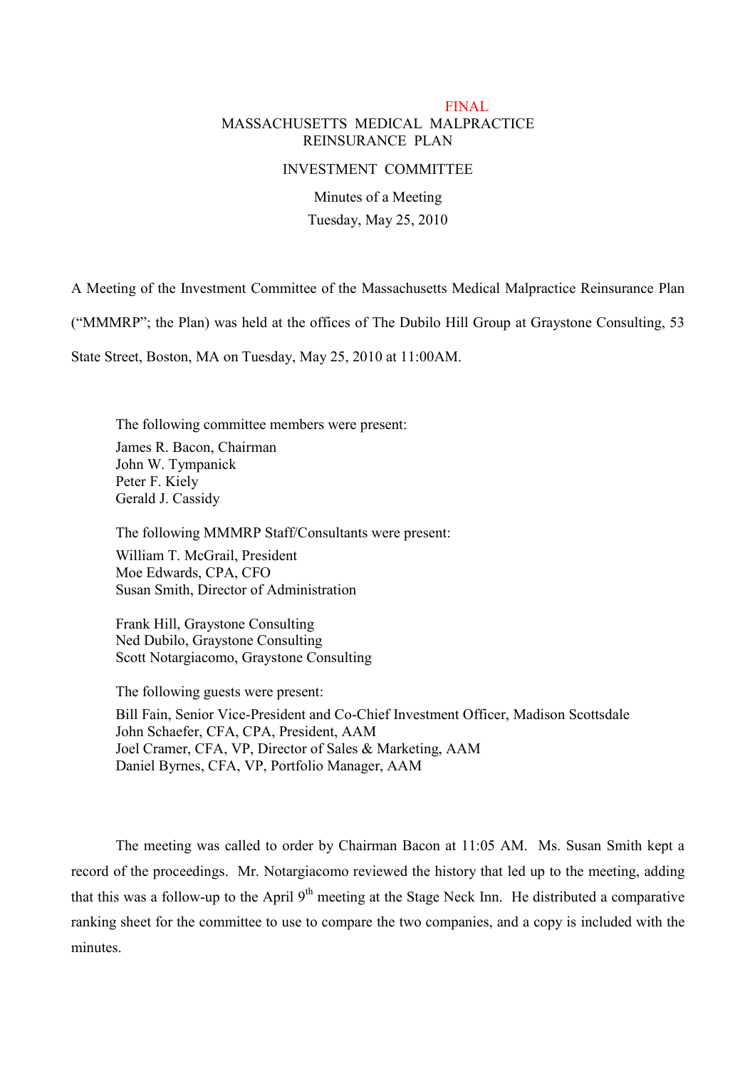FINAL

# MASSACHUSETTS MEDICAL MALPRACTICE REINSURANCE PLAN

## INVESTMENT COMMITTEE

Minutes of a Meeting

Tuesday, May 25, 2010

A Meeting of the Investment Committee of the Massachusetts Medical Malpractice Reinsurance Plan ("MMMRP"; the Plan) was held at the offices of The Dubilo Hill Group at Graystone Consulting, 53 State Street, Boston, MA on Tuesday, May 25, 2010 at 11:00AM.

The following committee members were present:

James R. Bacon, Chairman
John W. Tympanick
Peter F. Kiely
Gerald J. Cassidy

The following MMMRP Staff/Consultants were present:

William T. McGrail, President
Moe Edwards, CPA, CFO
Susan Smith, Director of Administration

Frank Hill, Graystone Consulting
Ned Dubilo, Graystone Consulting
Scott Notargiacomo, Graystone Consulting

The following guests were present:

Bill Fain, Senior Vice-President and Co-Chief Investment Officer, Madison Scottsdale
John Schaefer, CFA, CPA, President, AAM
Joel Cramer, CFA, VP, Director of Sales & Marketing, AAM
Daniel Byrnes, CFA, VP, Portfolio Manager, AAM

The meeting was called to order by Chairman Bacon at 11:05 AM. Ms. Susan Smith kept a record of the proceedings. Mr. Notargiacomo reviewed the history that led up to the meeting, adding that this was a follow-up to the April 9th meeting at the Stage Neck Inn. He distributed a comparative ranking sheet for the committee to use to compare the two companies, and a copy is included with the minutes.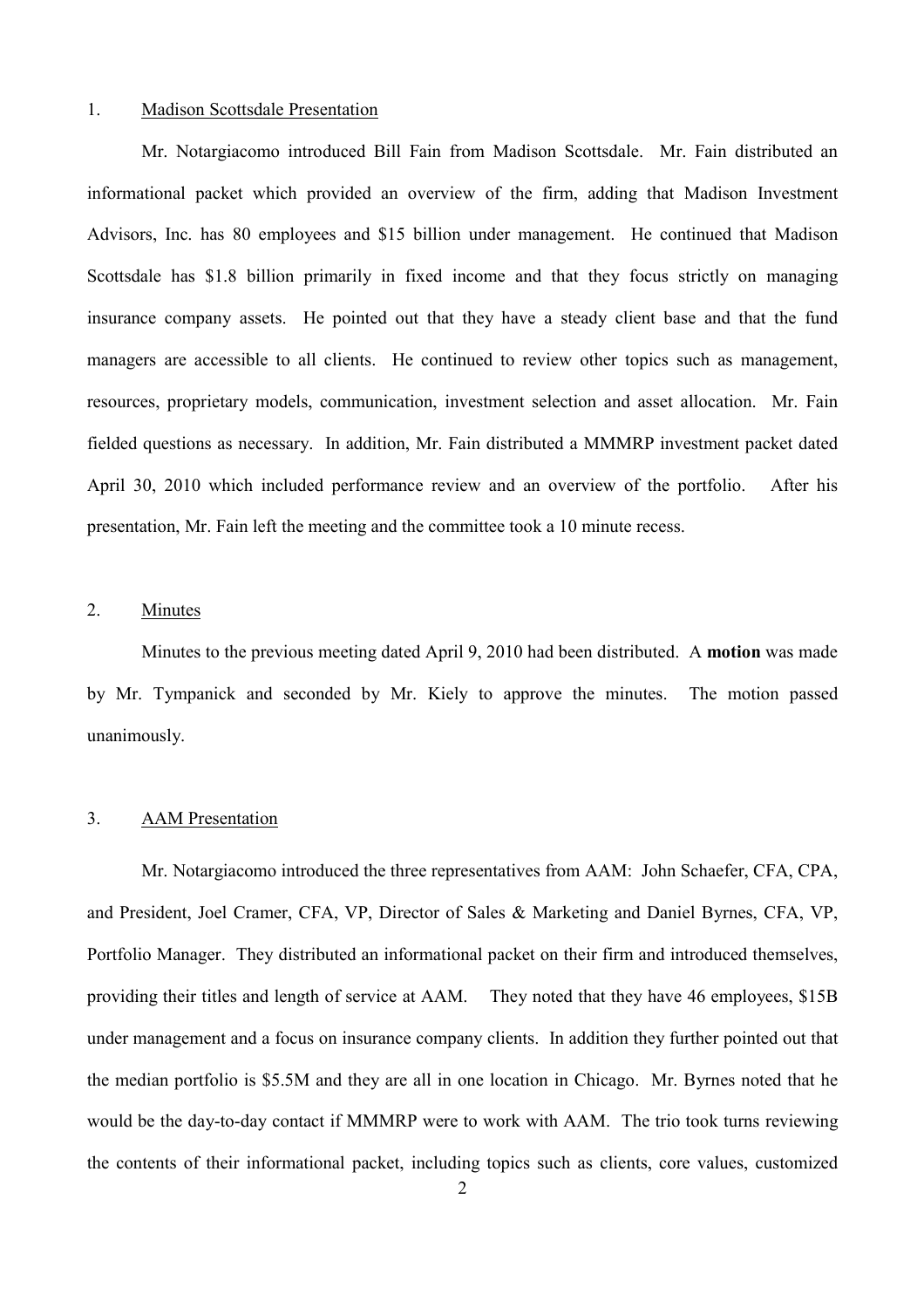## 1. Madison Scottsdale Presentation

Mr. Notargiacomo introduced Bill Fain from Madison Scottsdale. Mr. Fain distributed an informational packet which provided an overview of the firm, adding that Madison Investment Advisors, Inc. has 80 employees and $15 billion under management. He continued that Madison Scottsdale has $1.8 billion primarily in fixed income and that they focus strictly on managing insurance company assets. He pointed out that they have a steady client base and that the fund managers are accessible to all clients. He continued to review other topics such as management, resources, proprietary models, communication, investment selection and asset allocation. Mr. Fain fielded questions as necessary. In addition, Mr. Fain distributed a MMMRP investment packet dated April 30, 2010 which included performance review and an overview of the portfolio. After his presentation, Mr. Fain left the meeting and the committee took a 10 minute recess.

## 2. Minutes

Minutes to the previous meeting dated April 9, 2010 had been distributed. A **motion** was made by Mr. Tympanick and seconded by Mr. Kiely to approve the minutes. The motion passed unanimously.

## 3. AAM Presentation

Mr. Notargiacomo introduced the three representatives from AAM: John Schaefer, CFA, CPA, and President, Joel Cramer, CFA, VP, Director of Sales & Marketing and Daniel Byrnes, CFA, VP, Portfolio Manager. They distributed an informational packet on their firm and introduced themselves, providing their titles and length of service at AAM. They noted that they have 46 employees, $15B under management and a focus on insurance company clients. In addition they further pointed out that the median portfolio is $5.5M and they are all in one location in Chicago. Mr. Byrnes noted that he would be the day-to-day contact if MMMRP were to work with AAM. The trio took turns reviewing the contents of their informational packet, including topics such as clients, core values, customized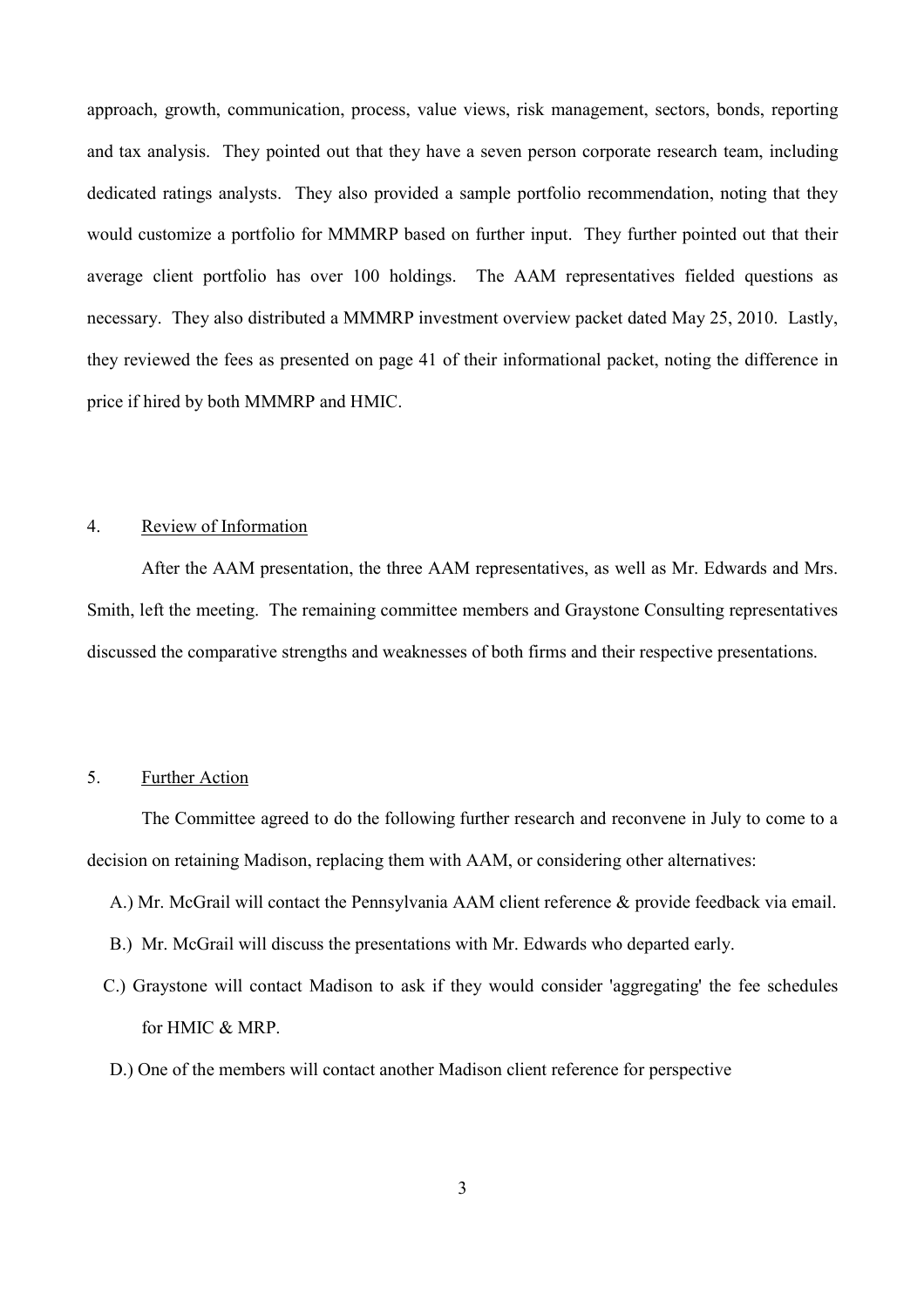approach, growth, communication, process, value views, risk management, sectors, bonds, reporting and tax analysis. They pointed out that they have a seven person corporate research team, including dedicated ratings analysts. They also provided a sample portfolio recommendation, noting that they would customize a portfolio for MMMRP based on further input. They further pointed out that their average client portfolio has over 100 holdings. The AAM representatives fielded questions as necessary. They also distributed a MMMRP investment overview packet dated May 25, 2010. Lastly, they reviewed the fees as presented on page 41 of their informational packet, noting the difference in price if hired by both MMMRP and HMIC.

4. Review of Information

After the AAM presentation, the three AAM representatives, as well as Mr. Edwards and Mrs. Smith, left the meeting. The remaining committee members and Graystone Consulting representatives discussed the comparative strengths and weaknesses of both firms and their respective presentations.

5. Further Action

The Committee agreed to do the following further research and reconvene in July to come to a decision on retaining Madison, replacing them with AAM, or considering other alternatives:

A.) Mr. McGrail will contact the Pennsylvania AAM client reference & provide feedback via email.

B.) Mr. McGrail will discuss the presentations with Mr. Edwards who departed early.

C.) Graystone will contact Madison to ask if they would consider 'aggregating' the fee schedules for HMIC & MRP.

D.) One of the members will contact another Madison client reference for perspective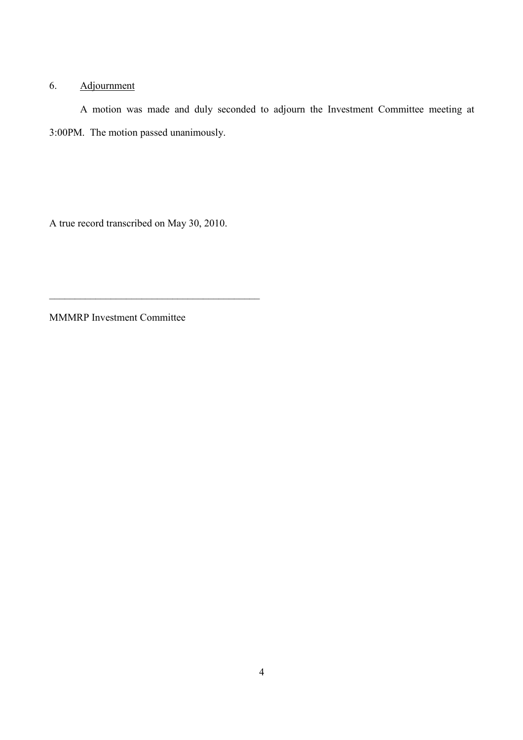6. <u>Adjournment</u>

A motion was made and duly seconded to adjourn the Investment Committee meeting at 3:00PM. The motion passed unanimously.

A true record transcribed on May 30, 2010.

\_\_\_\_\_\_\_\_\_\_\_\_\_\_\_\_\_\_\_\_\_\_\_\_\_\_\_\_\_\_\_\_\_\_\_\_\_\_\_\_

MMMRP Investment Committee